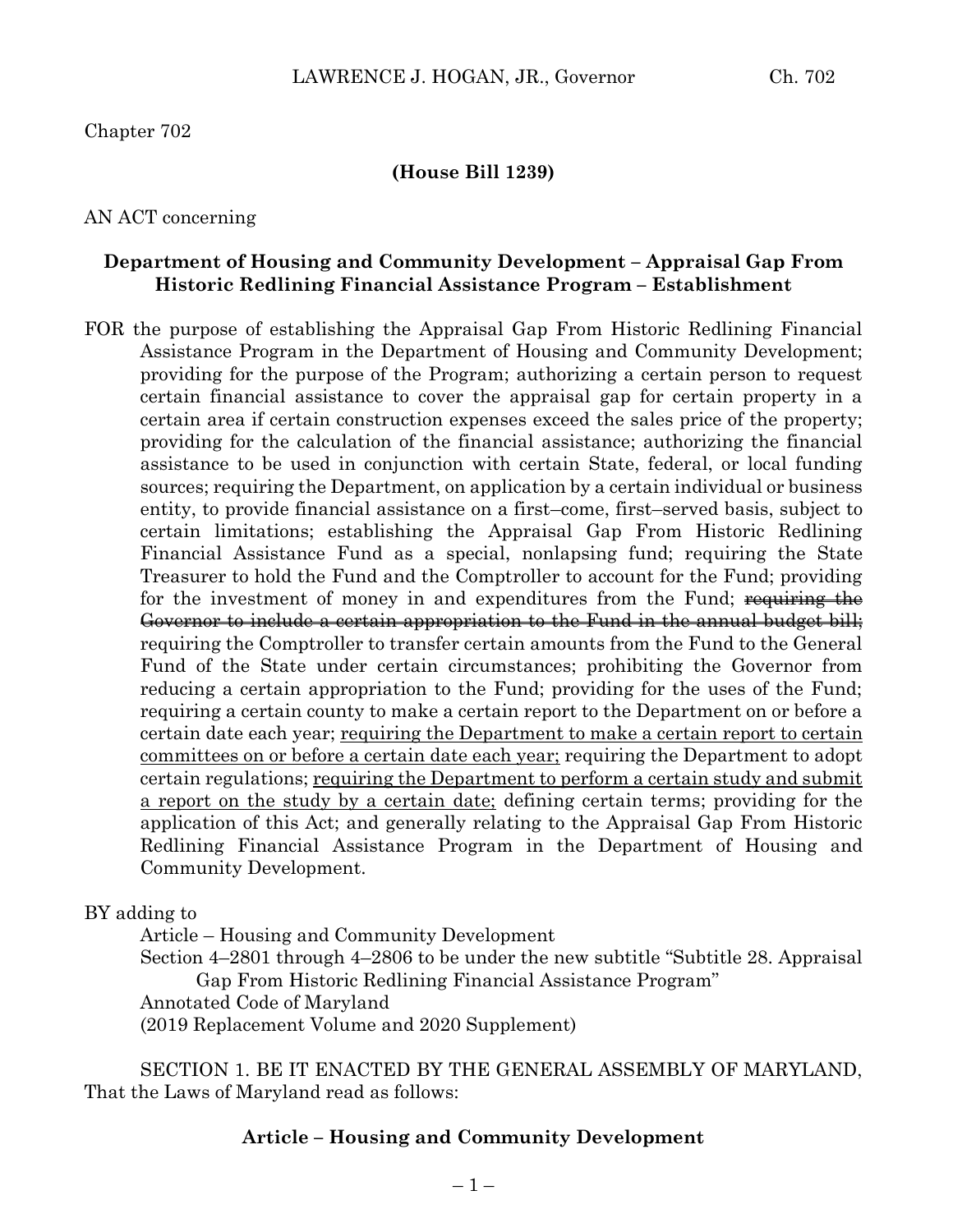Chapter 702

**(House Bill 1239)**

AN ACT concerning

**Department of Housing and Community Development – Appraisal Gap From Historic Redlining Financial Assistance Program – Establishment**

FOR the purpose of establishing the Appraisal Gap From Historic Redlining Financial Assistance Program in the Department of Housing and Community Development; providing for the purpose of the Program; authorizing a certain person to request certain financial assistance to cover the appraisal gap for certain property in a certain area if certain construction expenses exceed the sales price of the property; providing for the calculation of the financial assistance; authorizing the financial assistance to be used in conjunction with certain State, federal, or local funding sources; requiring the Department, on application by a certain individual or business entity, to provide financial assistance on a first–come, first–served basis, subject to certain limitations; establishing the Appraisal Gap From Historic Redlining Financial Assistance Fund as a special, nonlapsing fund; requiring the State Treasurer to hold the Fund and the Comptroller to account for the Fund; providing for the investment of money in and expenditures from the Fund; ~~requiring the Governor to include a certain appropriation to the Fund in the annual budget bill;~~ requiring the Comptroller to transfer certain amounts from the Fund to the General Fund of the State under certain circumstances; prohibiting the Governor from reducing a certain appropriation to the Fund; providing for the uses of the Fund; requiring a certain county to make a certain report to the Department on or before a certain date each year; <u>requiring the Department to make a certain report to certain committees on or before a certain date each year;</u> requiring the Department to adopt certain regulations; <u>requiring the Department to perform a certain study and submit a report on the study by a certain date;</u> defining certain terms; providing for the application of this Act; and generally relating to the Appraisal Gap From Historic Redlining Financial Assistance Program in the Department of Housing and Community Development.

BY adding to

Article – Housing and Community Development

Section 4–2801 through 4–2806 to be under the new subtitle "Subtitle 28. Appraisal Gap From Historic Redlining Financial Assistance Program"

Annotated Code of Maryland

(2019 Replacement Volume and 2020 Supplement)

SECTION 1. BE IT ENACTED BY THE GENERAL ASSEMBLY OF MARYLAND, That the Laws of Maryland read as follows:

**Article – Housing and Community Development**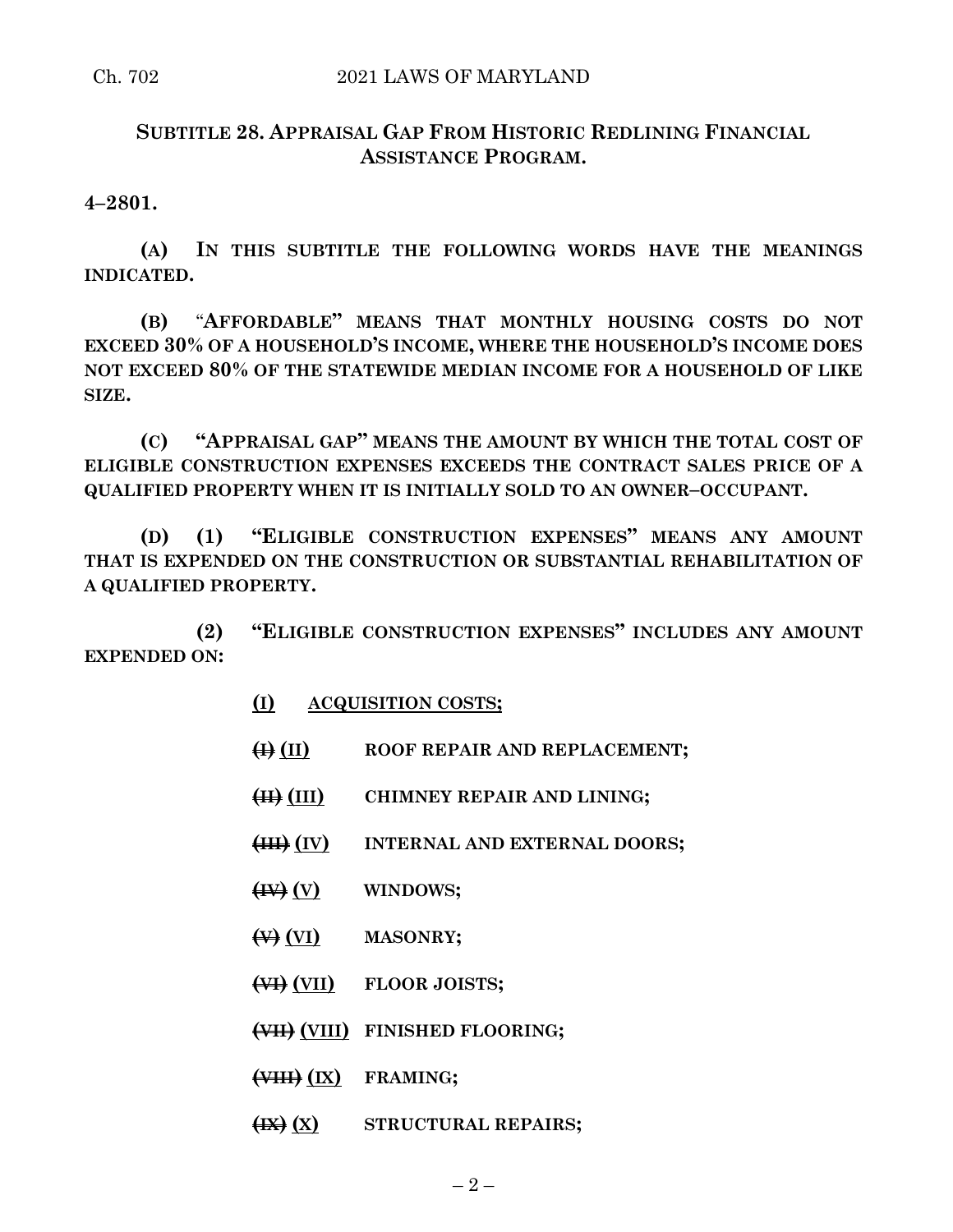## SUBTITLE 28. APPRAISAL GAP FROM HISTORIC REDLINING FINANCIAL ASSISTANCE PROGRAM.

**4–2801.**

**(A) IN THIS SUBTITLE THE FOLLOWING WORDS HAVE THE MEANINGS INDICATED.**

**(B) "AFFORDABLE" MEANS THAT MONTHLY HOUSING COSTS DO NOT EXCEED 30% OF A HOUSEHOLD'S INCOME, WHERE THE HOUSEHOLD'S INCOME DOES NOT EXCEED 80% OF THE STATEWIDE MEDIAN INCOME FOR A HOUSEHOLD OF LIKE SIZE.**

**(C) "APPRAISAL GAP" MEANS THE AMOUNT BY WHICH THE TOTAL COST OF ELIGIBLE CONSTRUCTION EXPENSES EXCEEDS THE CONTRACT SALES PRICE OF A QUALIFIED PROPERTY WHEN IT IS INITIALLY SOLD TO AN OWNER–OCCUPANT.**

**(D) (1) "ELIGIBLE CONSTRUCTION EXPENSES" MEANS ANY AMOUNT THAT IS EXPENDED ON THE CONSTRUCTION OR SUBSTANTIAL REHABILITATION OF A QUALIFIED PROPERTY.**

**(2) "ELIGIBLE CONSTRUCTION EXPENSES" INCLUDES ANY AMOUNT EXPENDED ON:**

**<u>(I)</u> <u>ACQUISITION COSTS;</u>**

**~~(I)~~ <u>(II)</u> ROOF REPAIR AND REPLACEMENT;**

**~~(II)~~ <u>(III)</u> CHIMNEY REPAIR AND LINING;**

**~~(III)~~ <u>(IV)</u> INTERNAL AND EXTERNAL DOORS;**

**~~(IV)~~ <u>(V)</u> WINDOWS;**

**~~(V)~~ <u>(VI)</u> MASONRY;**

**~~(VI)~~ <u>(VII)</u> FLOOR JOISTS;**

**~~(VII)~~ <u>(VIII)</u> FINISHED FLOORING;**

**~~(VIII)~~ <u>(IX)</u> FRAMING;**

**~~(IX)~~ <u>(X)</u> STRUCTURAL REPAIRS;**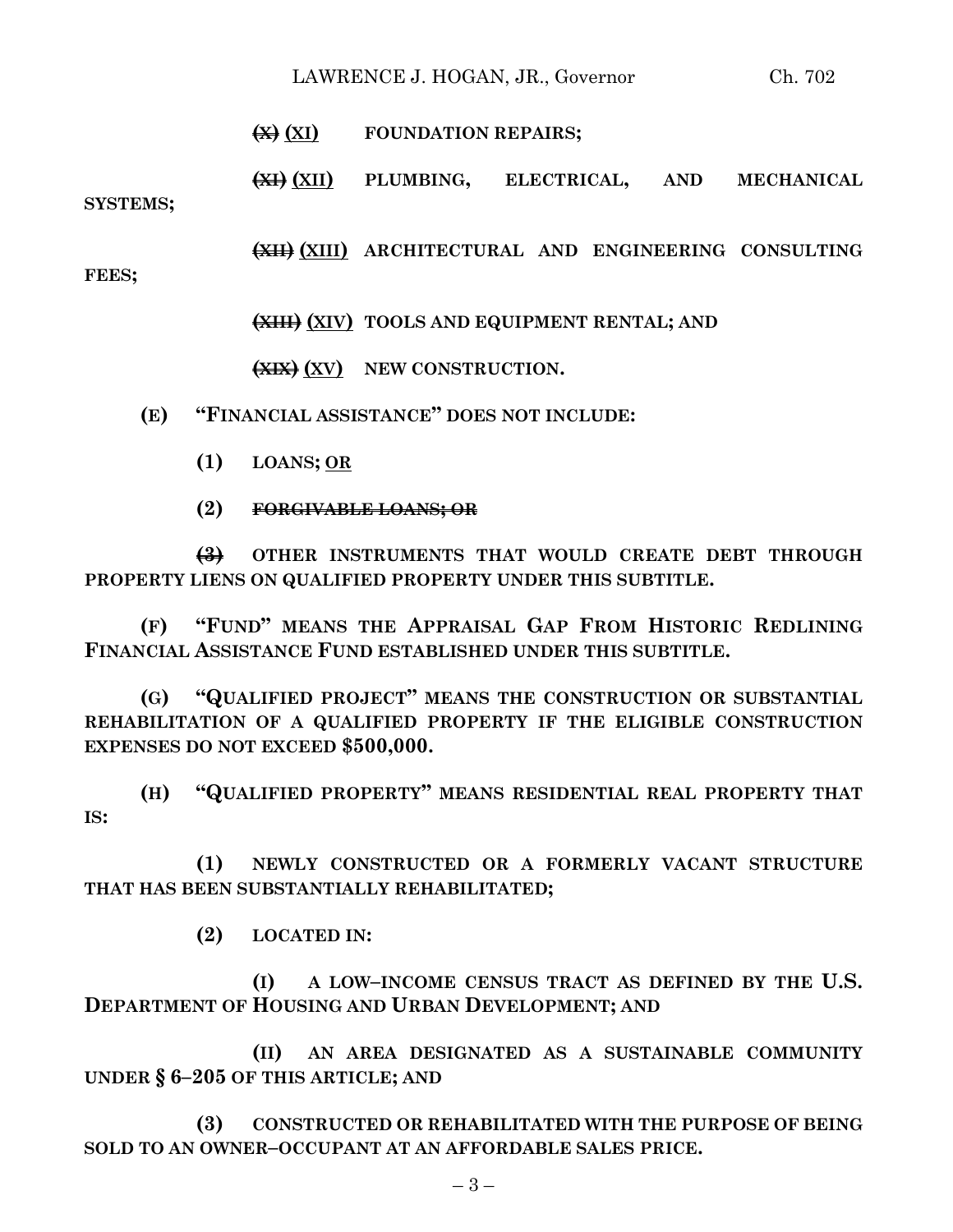~~(X)~~ <u>(XI)</u> **FOUNDATION REPAIRS;**

~~(XI)~~ <u>(XII)</u> **PLUMBING, ELECTRICAL, AND MECHANICAL SYSTEMS;**

~~(XII)~~ <u>(XIII)</u> **ARCHITECTURAL AND ENGINEERING CONSULTING FEES;**

~~(XIII)~~ <u>(XIV)</u> **TOOLS AND EQUIPMENT RENTAL; AND**

~~(XIX)~~ <u>(XV)</u> **NEW CONSTRUCTION.**

**(E) "FINANCIAL ASSISTANCE" DOES NOT INCLUDE:**

**(1) LOANS;** <u>**OR**</u>

**(2)** ~~**FORGIVABLE LOANS; OR**~~

~~**(3)**~~ **OTHER INSTRUMENTS THAT WOULD CREATE DEBT THROUGH PROPERTY LIENS ON QUALIFIED PROPERTY UNDER THIS SUBTITLE.**

**(F) "FUND" MEANS THE APPRAISAL GAP FROM HISTORIC REDLINING FINANCIAL ASSISTANCE FUND ESTABLISHED UNDER THIS SUBTITLE.**

**(G) "QUALIFIED PROJECT" MEANS THE CONSTRUCTION OR SUBSTANTIAL REHABILITATION OF A QUALIFIED PROPERTY IF THE ELIGIBLE CONSTRUCTION EXPENSES DO NOT EXCEED $500,000.**

**(H) "QUALIFIED PROPERTY" MEANS RESIDENTIAL REAL PROPERTY THAT IS:**

**(1) NEWLY CONSTRUCTED OR A FORMERLY VACANT STRUCTURE THAT HAS BEEN SUBSTANTIALLY REHABILITATED;**

**(2) LOCATED IN:**

**(I) A LOW–INCOME CENSUS TRACT AS DEFINED BY THE U.S. DEPARTMENT OF HOUSING AND URBAN DEVELOPMENT; AND**

**(II) AN AREA DESIGNATED AS A SUSTAINABLE COMMUNITY UNDER § 6–205 OF THIS ARTICLE; AND**

**(3) CONSTRUCTED OR REHABILITATED WITH THE PURPOSE OF BEING SOLD TO AN OWNER–OCCUPANT AT AN AFFORDABLE SALES PRICE.**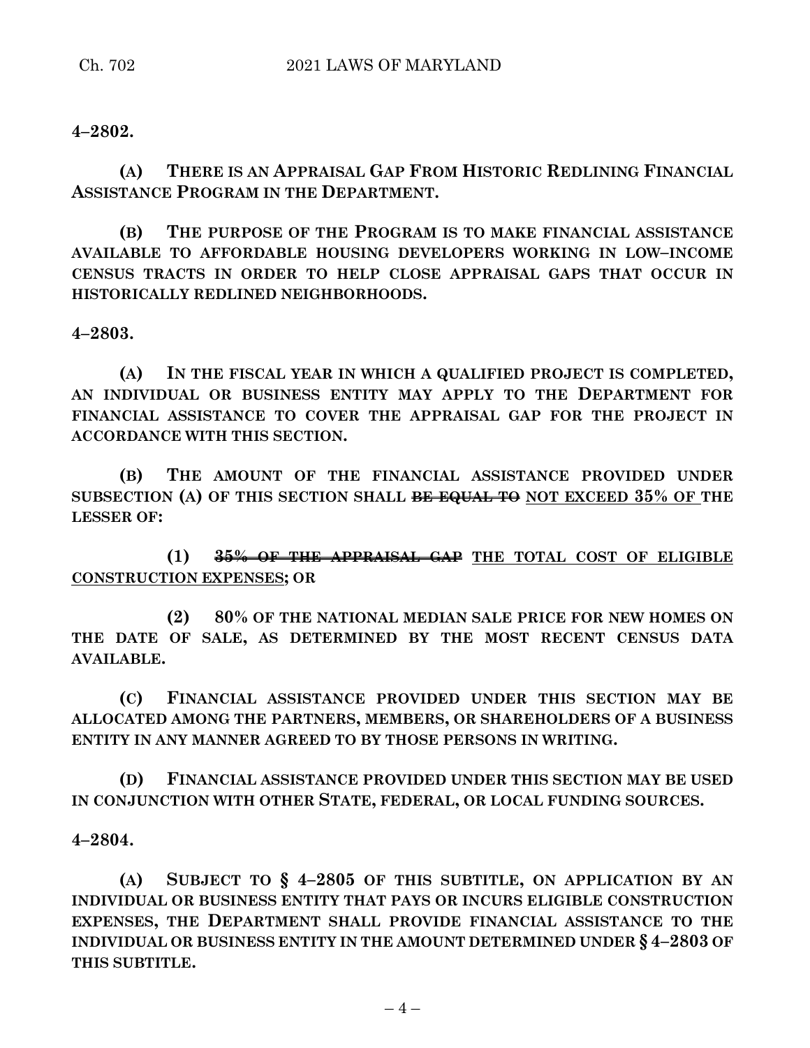**4–2802.**

**(A) THERE IS AN APPRAISAL GAP FROM HISTORIC REDLINING FINANCIAL ASSISTANCE PROGRAM IN THE DEPARTMENT.**

**(B) THE PURPOSE OF THE PROGRAM IS TO MAKE FINANCIAL ASSISTANCE AVAILABLE TO AFFORDABLE HOUSING DEVELOPERS WORKING IN LOW–INCOME CENSUS TRACTS IN ORDER TO HELP CLOSE APPRAISAL GAPS THAT OCCUR IN HISTORICALLY REDLINED NEIGHBORHOODS.**

**4–2803.**

**(A) IN THE FISCAL YEAR IN WHICH A QUALIFIED PROJECT IS COMPLETED, AN INDIVIDUAL OR BUSINESS ENTITY MAY APPLY TO THE DEPARTMENT FOR FINANCIAL ASSISTANCE TO COVER THE APPRAISAL GAP FOR THE PROJECT IN ACCORDANCE WITH THIS SECTION.**

**(B) THE AMOUNT OF THE FINANCIAL ASSISTANCE PROVIDED UNDER SUBSECTION (A) OF THIS SECTION SHALL ~~BE EQUAL TO~~ <u>NOT EXCEED 35% OF</u> THE LESSER OF:**

**(1) ~~35% OF THE APPRAISAL GAP~~ <u>THE TOTAL COST OF ELIGIBLE CONSTRUCTION EXPENSES</u>; OR**

**(2) 80% OF THE NATIONAL MEDIAN SALE PRICE FOR NEW HOMES ON THE DATE OF SALE, AS DETERMINED BY THE MOST RECENT CENSUS DATA AVAILABLE.**

**(C) FINANCIAL ASSISTANCE PROVIDED UNDER THIS SECTION MAY BE ALLOCATED AMONG THE PARTNERS, MEMBERS, OR SHAREHOLDERS OF A BUSINESS ENTITY IN ANY MANNER AGREED TO BY THOSE PERSONS IN WRITING.**

**(D) FINANCIAL ASSISTANCE PROVIDED UNDER THIS SECTION MAY BE USED IN CONJUNCTION WITH OTHER STATE, FEDERAL, OR LOCAL FUNDING SOURCES.**

**4–2804.**

**(A) SUBJECT TO § 4–2805 OF THIS SUBTITLE, ON APPLICATION BY AN INDIVIDUAL OR BUSINESS ENTITY THAT PAYS OR INCURS ELIGIBLE CONSTRUCTION EXPENSES, THE DEPARTMENT SHALL PROVIDE FINANCIAL ASSISTANCE TO THE INDIVIDUAL OR BUSINESS ENTITY IN THE AMOUNT DETERMINED UNDER § 4–2803 OF THIS SUBTITLE.**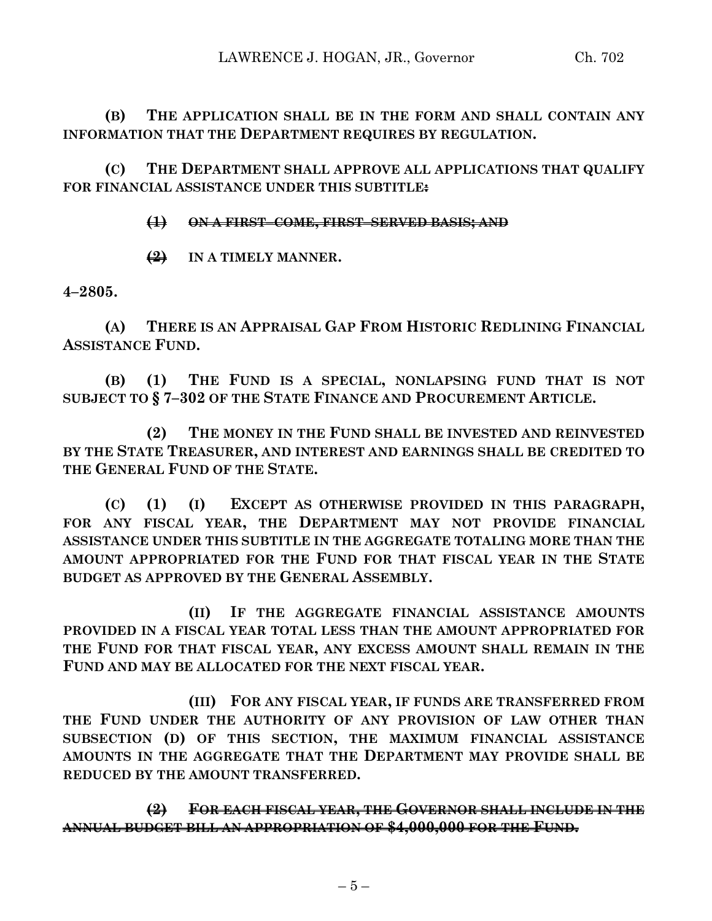**(B) THE APPLICATION SHALL BE IN THE FORM AND SHALL CONTAIN ANY INFORMATION THAT THE DEPARTMENT REQUIRES BY REGULATION.**

**(C) THE DEPARTMENT SHALL APPROVE ALL APPLICATIONS THAT QUALIFY FOR FINANCIAL ASSISTANCE UNDER THIS SUBTITLE~~:~~**

~~**(1) ON A FIRST–COME, FIRST–SERVED BASIS; AND**~~

**~~(2)~~ IN A TIMELY MANNER.**

**4–2805.**

**(A) THERE IS AN APPRAISAL GAP FROM HISTORIC REDLINING FINANCIAL ASSISTANCE FUND.**

**(B) (1) THE FUND IS A SPECIAL, NONLAPSING FUND THAT IS NOT SUBJECT TO § 7–302 OF THE STATE FINANCE AND PROCUREMENT ARTICLE.**

**(2) THE MONEY IN THE FUND SHALL BE INVESTED AND REINVESTED BY THE STATE TREASURER, AND INTEREST AND EARNINGS SHALL BE CREDITED TO THE GENERAL FUND OF THE STATE.**

**(C) (1) (I) EXCEPT AS OTHERWISE PROVIDED IN THIS PARAGRAPH, FOR ANY FISCAL YEAR, THE DEPARTMENT MAY NOT PROVIDE FINANCIAL ASSISTANCE UNDER THIS SUBTITLE IN THE AGGREGATE TOTALING MORE THAN THE AMOUNT APPROPRIATED FOR THE FUND FOR THAT FISCAL YEAR IN THE STATE BUDGET AS APPROVED BY THE GENERAL ASSEMBLY.**

**(II) IF THE AGGREGATE FINANCIAL ASSISTANCE AMOUNTS PROVIDED IN A FISCAL YEAR TOTAL LESS THAN THE AMOUNT APPROPRIATED FOR THE FUND FOR THAT FISCAL YEAR, ANY EXCESS AMOUNT SHALL REMAIN IN THE FUND AND MAY BE ALLOCATED FOR THE NEXT FISCAL YEAR.**

**(III) FOR ANY FISCAL YEAR, IF FUNDS ARE TRANSFERRED FROM THE FUND UNDER THE AUTHORITY OF ANY PROVISION OF LAW OTHER THAN SUBSECTION (D) OF THIS SECTION, THE MAXIMUM FINANCIAL ASSISTANCE AMOUNTS IN THE AGGREGATE THAT THE DEPARTMENT MAY PROVIDE SHALL BE REDUCED BY THE AMOUNT TRANSFERRED.**

~~**(2) FOR EACH FISCAL YEAR, THE GOVERNOR SHALL INCLUDE IN THE ANNUAL BUDGET BILL AN APPROPRIATION OF $4,000,000 FOR THE FUND.**~~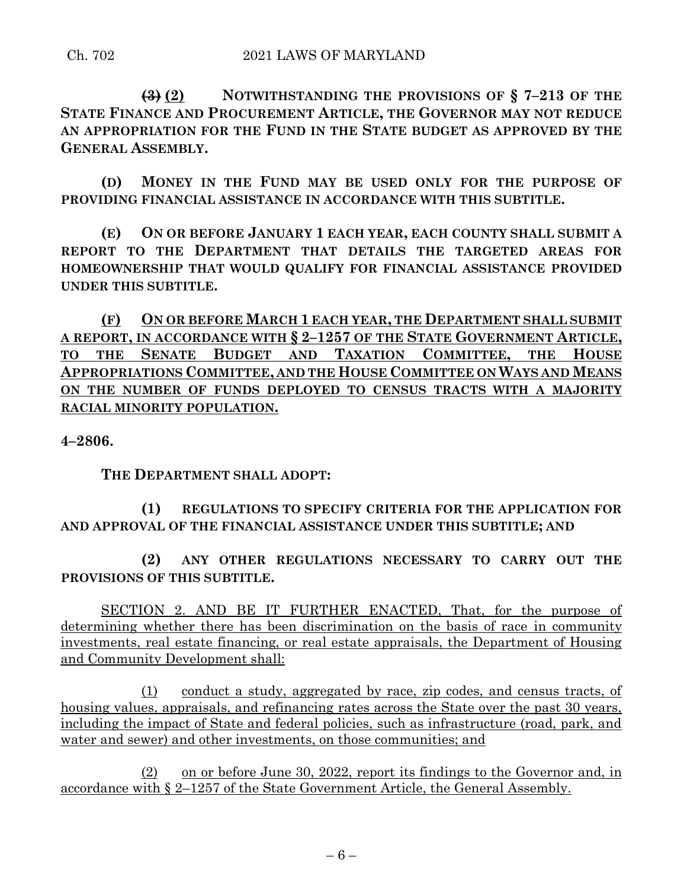~~(3)~~ <u>(2)</u> **NOTWITHSTANDING THE PROVISIONS OF § 7–213 OF THE STATE FINANCE AND PROCUREMENT ARTICLE, THE GOVERNOR MAY NOT REDUCE AN APPROPRIATION FOR THE FUND IN THE STATE BUDGET AS APPROVED BY THE GENERAL ASSEMBLY.**

**(D) MONEY IN THE FUND MAY BE USED ONLY FOR THE PURPOSE OF PROVIDING FINANCIAL ASSISTANCE IN ACCORDANCE WITH THIS SUBTITLE.**

**(E) ON OR BEFORE JANUARY 1 EACH YEAR, EACH COUNTY SHALL SUBMIT A REPORT TO THE DEPARTMENT THAT DETAILS THE TARGETED AREAS FOR HOMEOWNERSHIP THAT WOULD QUALIFY FOR FINANCIAL ASSISTANCE PROVIDED UNDER THIS SUBTITLE.**

<u>**(F) ON OR BEFORE MARCH 1 EACH YEAR, THE DEPARTMENT SHALL SUBMIT A REPORT, IN ACCORDANCE WITH § 2–1257 OF THE STATE GOVERNMENT ARTICLE, TO THE SENATE BUDGET AND TAXATION COMMITTEE, THE HOUSE APPROPRIATIONS COMMITTEE, AND THE HOUSE COMMITTEE ON WAYS AND MEANS ON THE NUMBER OF FUNDS DEPLOYED TO CENSUS TRACTS WITH A MAJORITY RACIAL MINORITY POPULATION.**</u>

**4–2806.**

**THE DEPARTMENT SHALL ADOPT:**

**(1) REGULATIONS TO SPECIFY CRITERIA FOR THE APPLICATION FOR AND APPROVAL OF THE FINANCIAL ASSISTANCE UNDER THIS SUBTITLE; AND**

**(2) ANY OTHER REGULATIONS NECESSARY TO CARRY OUT THE PROVISIONS OF THIS SUBTITLE.**

<u>SECTION 2. AND BE IT FURTHER ENACTED, That, for the purpose of determining whether there has been discrimination on the basis of race in community investments, real estate financing, or real estate appraisals, the Department of Housing and Community Development shall:</u>

<u>(1) conduct a study, aggregated by race, zip codes, and census tracts, of housing values, appraisals, and refinancing rates across the State over the past 30 years, including the impact of State and federal policies, such as infrastructure (road, park, and water and sewer) and other investments, on those communities; and</u>

<u>(2) on or before June 30, 2022, report its findings to the Governor and, in accordance with § 2–1257 of the State Government Article, the General Assembly.</u>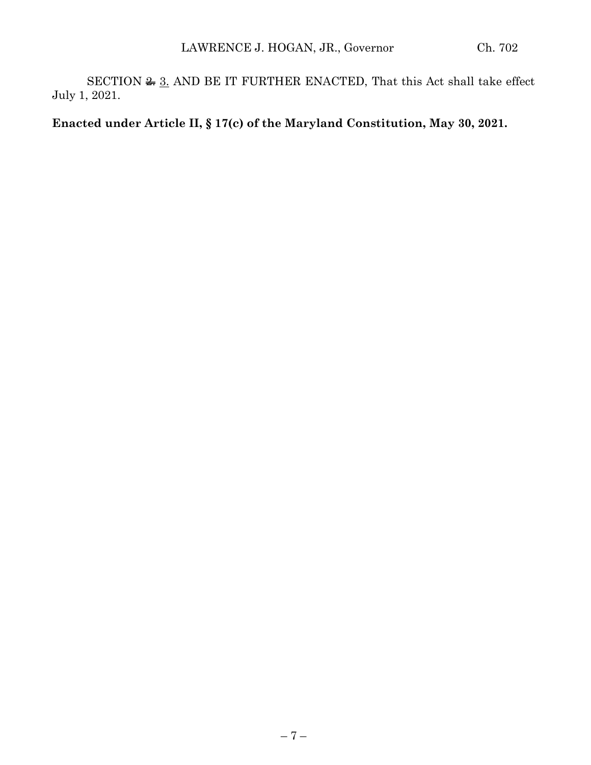SECTION ~~2.~~ 3. AND BE IT FURTHER ENACTED, That this Act shall take effect July 1, 2021.

**Enacted under Article II, § 17(c) of the Maryland Constitution, May 30, 2021.**